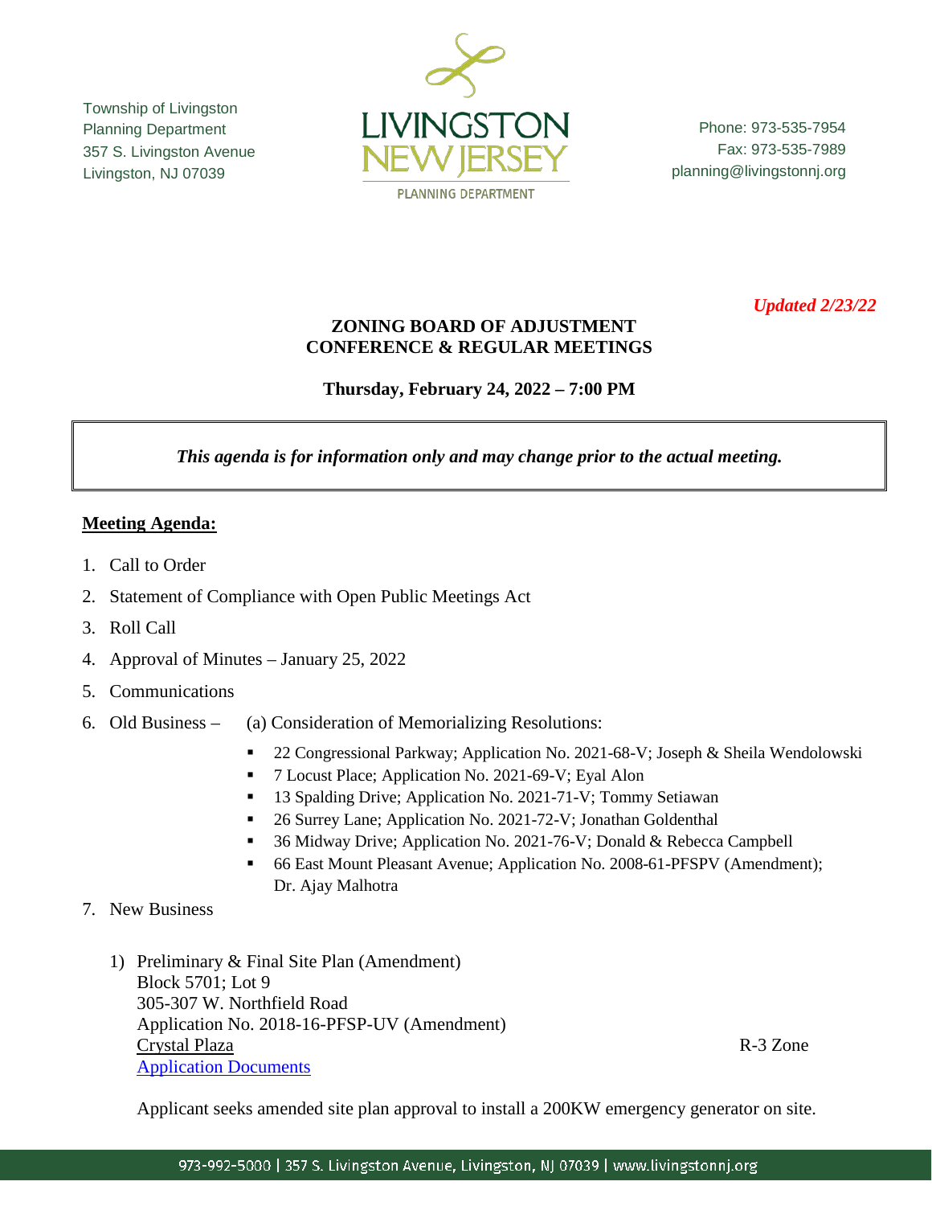Township of Livingston
Planning Department
357 S. Livingston Avenue
Livingston, NJ 07039

Phone: 973-535-7954
Fax: 973-535-7989
planning@livingstonnj.org

*Updated 2/23/22*

**ZONING BOARD OF ADJUSTMENT**
**CONFERENCE & REGULAR MEETINGS**

**Thursday, February 24, 2022 – 7:00 PM**

***This agenda is for information only and may change prior to the actual meeting.***

**Meeting Agenda:**

1. Call to Order
2. Statement of Compliance with Open Public Meetings Act
3. Roll Call
4. Approval of Minutes – January 25, 2022
5. Communications
6. Old Business – (a) Consideration of Memorializing Resolutions:
   - 22 Congressional Parkway; Application No. 2021-68-V; Joseph & Sheila Wendolowski
   - 7 Locust Place; Application No. 2021-69-V; Eyal Alon
   - 13 Spalding Drive; Application No. 2021-71-V; Tommy Setiawan
   - 26 Surrey Lane; Application No. 2021-72-V; Jonathan Goldenthal
   - 36 Midway Drive; Application No. 2021-76-V; Donald & Rebecca Campbell
   - 66 East Mount Pleasant Avenue; Application No. 2008-61-PFSPV (Amendment); Dr. Ajay Malhotra
7. New Business

   1) Preliminary & Final Site Plan (Amendment)
      Block 5701; Lot 9
      305-307 W. Northfield Road
      Application No. 2018-16-PFSP-UV (Amendment)
      Crystal Plaza — R-3 Zone
      Application Documents

      Applicant seeks amended site plan approval to install a 200KW emergency generator on site.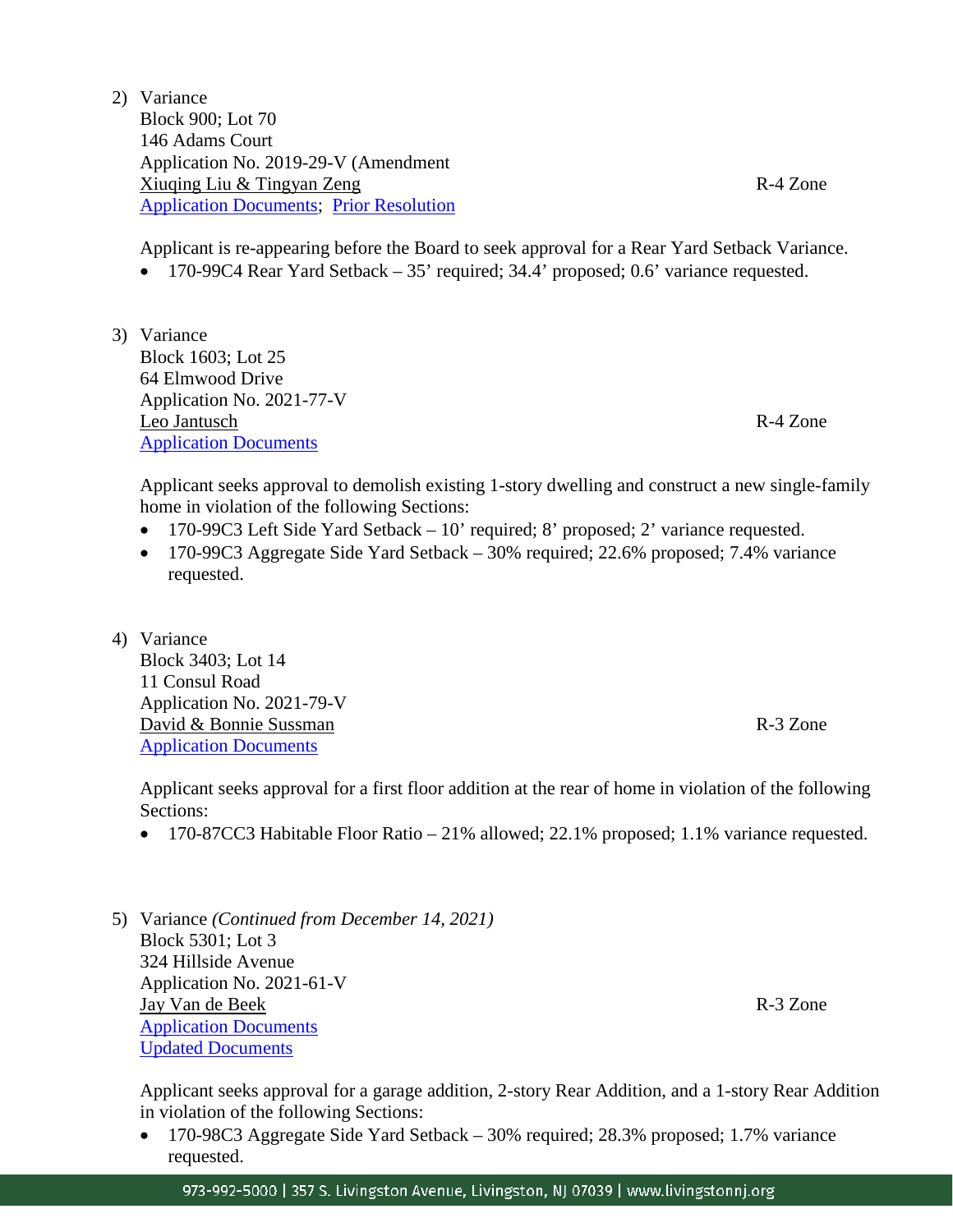2) Variance
   Block 900; Lot 70
   146 Adams Court
   Application No. 2019-29-V (Amendment
   Xiuqing Liu & Tingyan Zeng R-4 Zone
   Application Documents; Prior Resolution

   Applicant is re-appearing before the Board to seek approval for a Rear Yard Setback Variance.

   - 170-99C4 Rear Yard Setback – 35' required; 34.4' proposed; 0.6' variance requested.

3) Variance
   Block 1603; Lot 25
   64 Elmwood Drive
   Application No. 2021-77-V
   Leo Jantusch R-4 Zone
   Application Documents

   Applicant seeks approval to demolish existing 1-story dwelling and construct a new single-family home in violation of the following Sections:

   - 170-99C3 Left Side Yard Setback – 10' required; 8' proposed; 2' variance requested.
   - 170-99C3 Aggregate Side Yard Setback – 30% required; 22.6% proposed; 7.4% variance requested.

4) Variance
   Block 3403; Lot 14
   11 Consul Road
   Application No. 2021-79-V
   David & Bonnie Sussman R-3 Zone
   Application Documents

   Applicant seeks approval for a first floor addition at the rear of home in violation of the following Sections:

   - 170-87CC3 Habitable Floor Ratio – 21% allowed; 22.1% proposed; 1.1% variance requested.

5) Variance *(Continued from December 14, 2021)*
   Block 5301; Lot 3
   324 Hillside Avenue
   Application No. 2021-61-V
   Jay Van de Beek R-3 Zone
   Application Documents
   Updated Documents

   Applicant seeks approval for a garage addition, 2-story Rear Addition, and a 1-story Rear Addition in violation of the following Sections:

   - 170-98C3 Aggregate Side Yard Setback – 30% required; 28.3% proposed; 1.7% variance requested.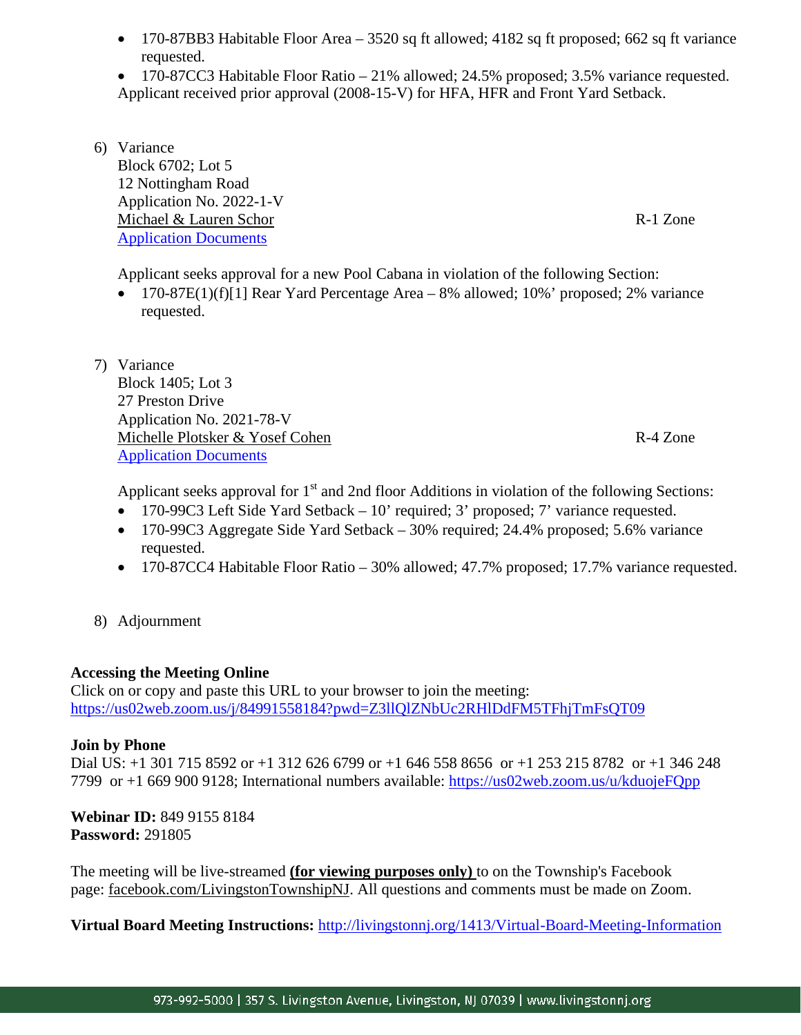- 170-87BB3 Habitable Floor Area – 3520 sq ft allowed; 4182 sq ft proposed; 662 sq ft variance requested.
- 170-87CC3 Habitable Floor Ratio – 21% allowed; 24.5% proposed; 3.5% variance requested.

Applicant received prior approval (2008-15-V) for HFA, HFR and Front Yard Setback.

6) Variance
   Block 6702; Lot 5
   12 Nottingham Road
   Application No. 2022-1-V
   Michael & Lauren Schor — R-1 Zone
   [Application Documents]

   Applicant seeks approval for a new Pool Cabana in violation of the following Section:
   - 170-87E(1)(f)[1] Rear Yard Percentage Area – 8% allowed; 10%' proposed; 2% variance requested.

7) Variance
   Block 1405; Lot 3
   27 Preston Drive
   Application No. 2021-78-V
   Michelle Plotsker & Yosef Cohen — R-4 Zone
   [Application Documents]

   Applicant seeks approval for 1st and 2nd floor Additions in violation of the following Sections:
   - 170-99C3 Left Side Yard Setback – 10' required; 3' proposed; 7' variance requested.
   - 170-99C3 Aggregate Side Yard Setback – 30% required; 24.4% proposed; 5.6% variance requested.
   - 170-87CC4 Habitable Floor Ratio – 30% allowed; 47.7% proposed; 17.7% variance requested.

8) Adjournment

**Accessing the Meeting Online**

Click on or copy and paste this URL to your browser to join the meeting:
https://us02web.zoom.us/j/84991558184?pwd=Z3llQlZNbUc2RHlDdFM5TFhjTmFsQT09

**Join by Phone**

Dial US: +1 301 715 8592 or +1 312 626 6799 or +1 646 558 8656 or +1 253 215 8782 or +1 346 248 7799 or +1 669 900 9128; International numbers available: https://us02web.zoom.us/u/kduojeFQpp

**Webinar ID:** 849 9155 8184
**Password:** 291805

The meeting will be live-streamed **(for viewing purposes only)** to on the Township's Facebook page: facebook.com/LivingstonTownshipNJ. All questions and comments must be made on Zoom.

**Virtual Board Meeting Instructions:** http://livingstonnj.org/1413/Virtual-Board-Meeting-Information

973-992-5000 | 357 S. Livingston Avenue, Livingston, NJ 07039 | www.livingstonnj.org